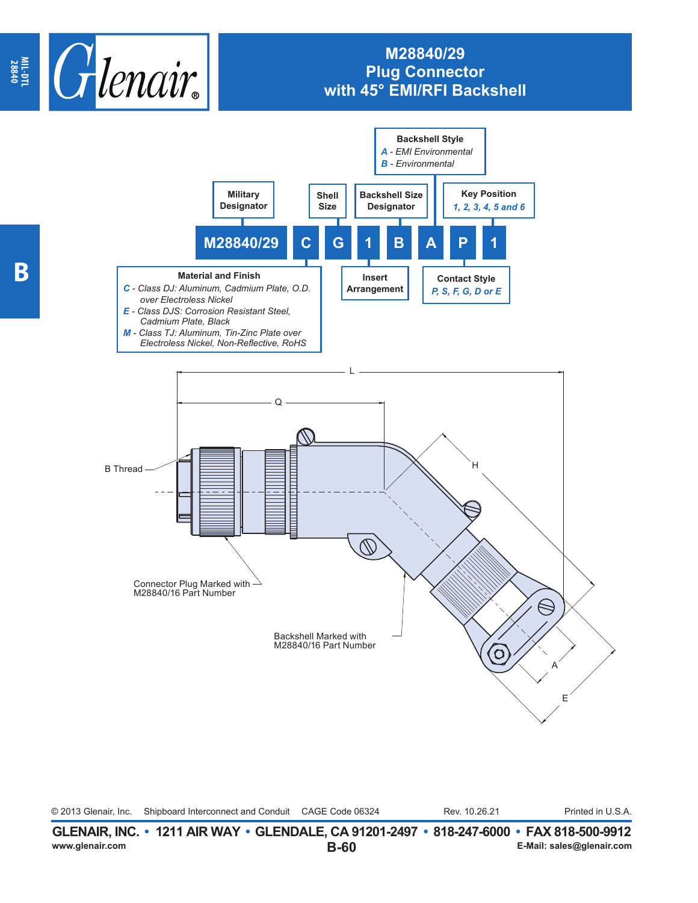# M28840/29 Plug Connector with 45° EMI/RFI Backshell

M28840/29 C G 1 B A P 1

- **Military Designator**: M28840/29
- **Material and Finish**
  - *C* - Class DJ: Aluminum, Cadmium Plate, O.D. over Electroless Nickel
  - *E* - Class DJS: Corrosion Resistant Steel, Cadmium Plate, Black
  - *M* - Class TJ: Aluminum, Tin-Zinc Plate over Electroless Nickel, Non-Reflective, RoHS
- **Shell Size**: G
- **Insert Arrangement**: 1
- **Backshell Size Designator**: B
- **Backshell Style**
  - *A* - EMI Environmental
  - *B* - Environmental
- **Contact Style**: *P, S, F, G, D or E*
- **Key Position**: *1, 2, 3, 4, 5 and 6*

L

Q

H

B Thread

A

E

Connector Plug Marked with M28840/16 Part Number

Backshell Marked with M28840/16 Part Number

© 2013 Glenair, Inc. Shipboard Interconnect and Conduit CAGE Code 06324 Rev. 10.26.21 Printed in U.S.A.

**GLENAIR, INC. • 1211 AIR WAY • GLENDALE, CA 91201-2497 • 818-247-6000 • FAX 818-500-9912**

www.glenair.com E-Mail: sales@glenair.com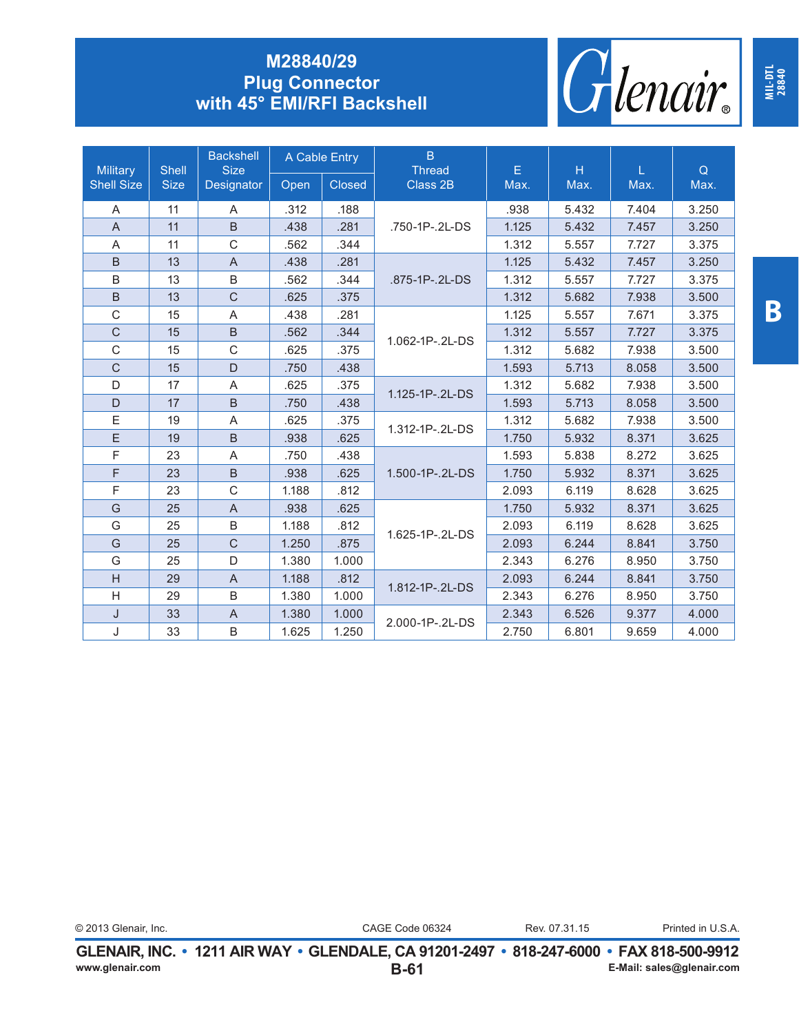# M28840/29
## Plug Connector
## with 45° EMI/RFI Backshell

| Military Shell Size | Shell Size | Backshell Size Designator | A Cable Entry | | B Thread Class 2B | E Max. | H Max. | L Max. | Q Max. |
|---|---|---|---|---|---|---|---|---|---|
| | | | Open | Closed | | | | | |
| A | 11 | A | .312 | .188 | .750-1P-.2L-DS | .938 | 5.432 | 7.404 | 3.250 |
| A | 11 | B | .438 | .281 | | 1.125 | 5.432 | 7.457 | 3.250 |
| A | 11 | C | .562 | .344 | | 1.312 | 5.557 | 7.727 | 3.375 |
| B | 13 | A | .438 | .281 | .875-1P-.2L-DS | 1.125 | 5.432 | 7.457 | 3.250 |
| B | 13 | B | .562 | .344 | | 1.312 | 5.557 | 7.727 | 3.375 |
| B | 13 | C | .625 | .375 | | 1.312 | 5.682 | 7.938 | 3.500 |
| C | 15 | A | .438 | .281 | 1.062-1P-.2L-DS | 1.125 | 5.557 | 7.671 | 3.375 |
| C | 15 | B | .562 | .344 | | 1.312 | 5.557 | 7.727 | 3.375 |
| C | 15 | C | .625 | .375 | | 1.312 | 5.682 | 7.938 | 3.500 |
| C | 15 | D | .750 | .438 | | 1.593 | 5.713 | 8.058 | 3.500 |
| D | 17 | A | .625 | .375 | 1.125-1P-.2L-DS | 1.312 | 5.682 | 7.938 | 3.500 |
| D | 17 | B | .750 | .438 | | 1.593 | 5.713 | 8.058 | 3.500 |
| E | 19 | A | .625 | .375 | 1.312-1P-.2L-DS | 1.312 | 5.682 | 7.938 | 3.500 |
| E | 19 | B | .938 | .625 | | 1.750 | 5.932 | 8.371 | 3.625 |
| F | 23 | A | .750 | .438 | 1.500-1P-.2L-DS | 1.593 | 5.838 | 8.272 | 3.625 |
| F | 23 | B | .938 | .625 | | 1.750 | 5.932 | 8.371 | 3.625 |
| F | 23 | C | 1.188 | .812 | | 2.093 | 6.119 | 8.628 | 3.625 |
| G | 25 | A | .938 | .625 | 1.625-1P-.2L-DS | 1.750 | 5.932 | 8.371 | 3.625 |
| G | 25 | B | 1.188 | .812 | | 2.093 | 6.119 | 8.628 | 3.625 |
| G | 25 | C | 1.250 | .875 | | 2.093 | 6.244 | 8.841 | 3.750 |
| G | 25 | D | 1.380 | 1.000 | | 2.343 | 6.276 | 8.950 | 3.750 |
| H | 29 | A | 1.188 | .812 | 1.812-1P-.2L-DS | 2.093 | 6.244 | 8.841 | 3.750 |
| H | 29 | B | 1.380 | 1.000 | | 2.343 | 6.276 | 8.950 | 3.750 |
| J | 33 | A | 1.380 | 1.000 | 2.000-1P-.2L-DS | 2.343 | 6.526 | 9.377 | 4.000 |
| J | 33 | B | 1.625 | 1.250 | | 2.750 | 6.801 | 9.659 | 4.000 |

© 2013 Glenair, Inc. CAGE Code 06324 Rev. 07.31.15 Printed in U.S.A.

**GLENAIR, INC. • 1211 AIR WAY • GLENDALE, CA 91201-2497 • 818-247-6000 • FAX 818-500-9912**

www.glenair.com E-Mail: sales@glenair.com